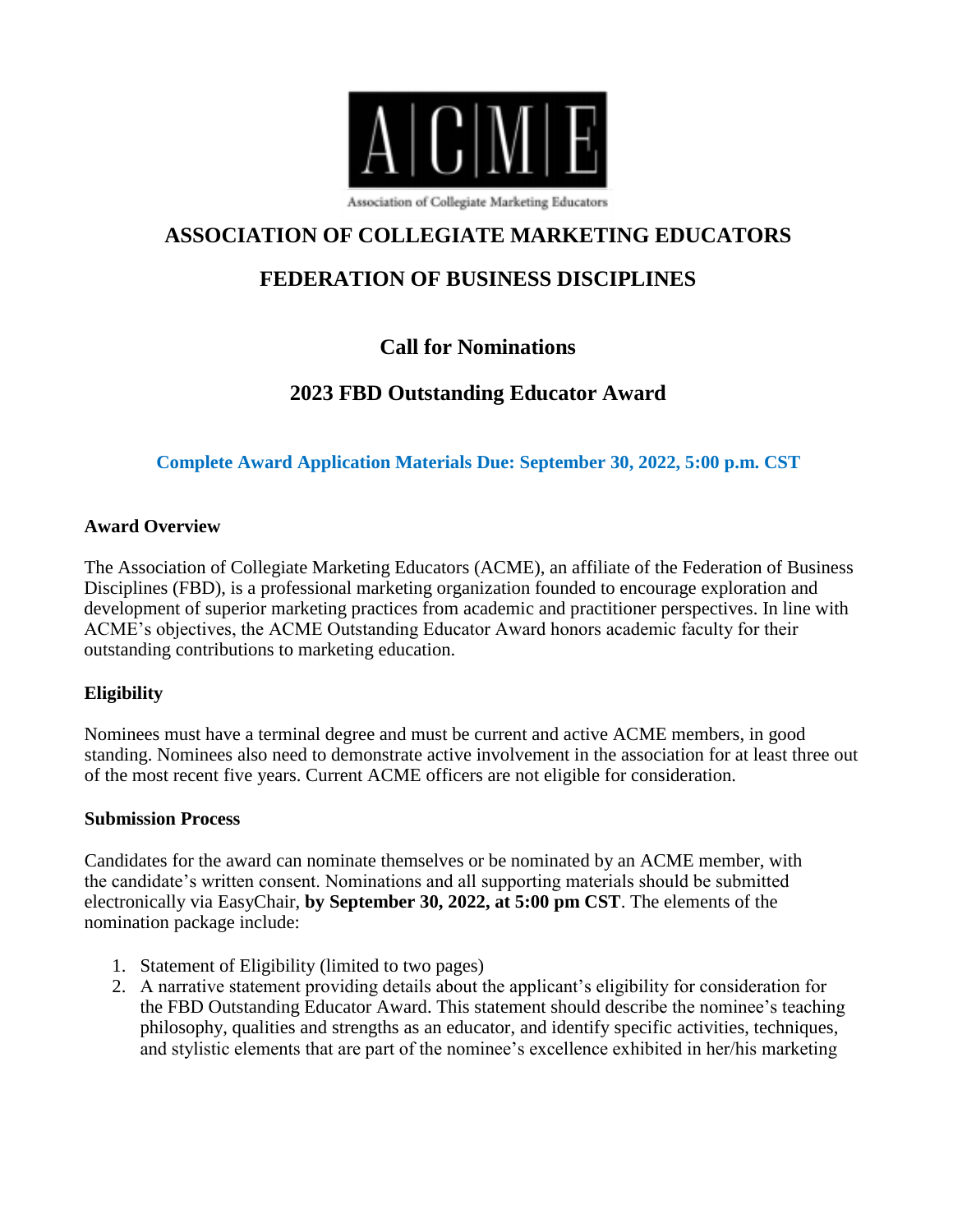A|C|M|E

Association of Collegiate Marketing Educators

# ASSOCIATION OF COLLEGIATE MARKETING EDUCATORS

# FEDERATION OF BUSINESS DISCIPLINES

## Call for Nominations

## 2023 FBD Outstanding Educator Award

**Complete Award Application Materials Due: September 30, 2022, 5:00 p.m. CST**

**Award Overview**

The Association of Collegiate Marketing Educators (ACME), an affiliate of the Federation of Business Disciplines (FBD), is a professional marketing organization founded to encourage exploration and development of superior marketing practices from academic and practitioner perspectives. In line with ACME's objectives, the ACME Outstanding Educator Award honors academic faculty for their outstanding contributions to marketing education.

**Eligibility**

Nominees must have a terminal degree and must be current and active ACME members, in good standing. Nominees also need to demonstrate active involvement in the association for at least three out of the most recent five years. Current ACME officers are not eligible for consideration.

**Submission Process**

Candidates for the award can nominate themselves or be nominated by an ACME member, with the candidate's written consent. Nominations and all supporting materials should be submitted electronically via EasyChair, **by September 30, 2022, at 5:00 pm CST**. The elements of the nomination package include:

1. Statement of Eligibility (limited to two pages)
2. A narrative statement providing details about the applicant's eligibility for consideration for the FBD Outstanding Educator Award. This statement should describe the nominee's teaching philosophy, qualities and strengths as an educator, and identify specific activities, techniques, and stylistic elements that are part of the nominee's excellence exhibited in her/his marketing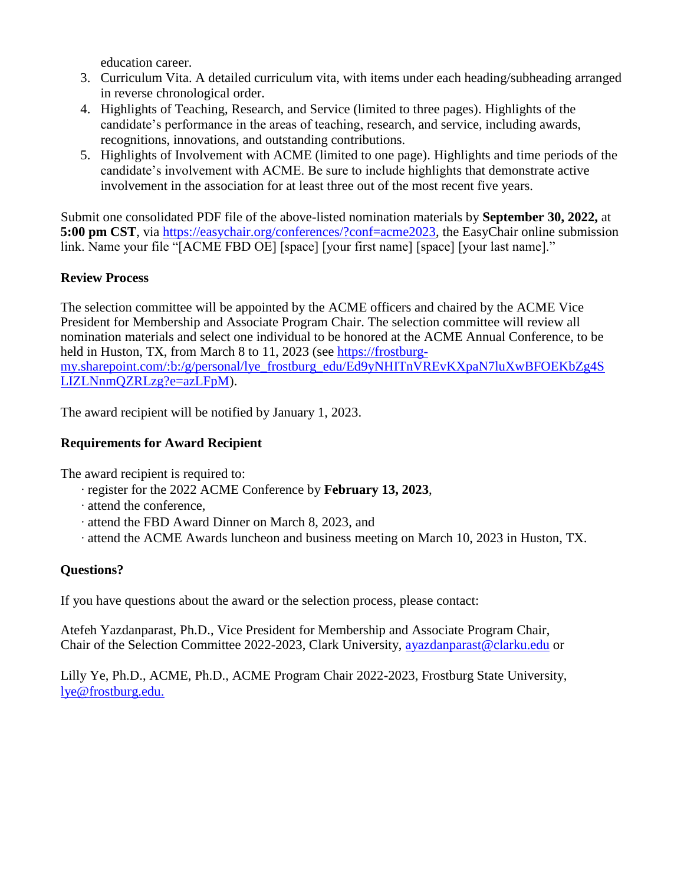education career.

3. Curriculum Vita. A detailed curriculum vita, with items under each heading/subheading arranged in reverse chronological order.
4. Highlights of Teaching, Research, and Service (limited to three pages). Highlights of the candidate's performance in the areas of teaching, research, and service, including awards, recognitions, innovations, and outstanding contributions.
5. Highlights of Involvement with ACME (limited to one page). Highlights and time periods of the candidate's involvement with ACME. Be sure to include highlights that demonstrate active involvement in the association for at least three out of the most recent five years.

Submit one consolidated PDF file of the above-listed nomination materials by **September 30, 2022,** at **5:00 pm CST**, via https://easychair.org/conferences/?conf=acme2023, the EasyChair online submission link. Name your file "[ACME FBD OE] [space] [your first name] [space] [your last name]."

**Review Process**

The selection committee will be appointed by the ACME officers and chaired by the ACME Vice President for Membership and Associate Program Chair. The selection committee will review all nomination materials and select one individual to be honored at the ACME Annual Conference, to be held in Huston, TX, from March 8 to 11, 2023 (see https://frostburg-my.sharepoint.com/:b:/g/personal/lye_frostburg_edu/Ed9yNHITnVREvKXpaN7luXwBFOEKbZg4SLIZLNnmQZRLzg?e=azLFpM).

The award recipient will be notified by January 1, 2023.

**Requirements for Award Recipient**

The award recipient is required to:

- register for the 2022 ACME Conference by **February 13, 2023**,
- attend the conference,
- attend the FBD Award Dinner on March 8, 2023, and
- attend the ACME Awards luncheon and business meeting on March 10, 2023 in Huston, TX.

**Questions?**

If you have questions about the award or the selection process, please contact:

Atefeh Yazdanparast, Ph.D., Vice President for Membership and Associate Program Chair, Chair of the Selection Committee 2022-2023, Clark University, ayazdanparast@clarku.edu or

Lilly Ye, Ph.D., ACME, Ph.D., ACME Program Chair 2022-2023, Frostburg State University, lye@frostburg.edu.